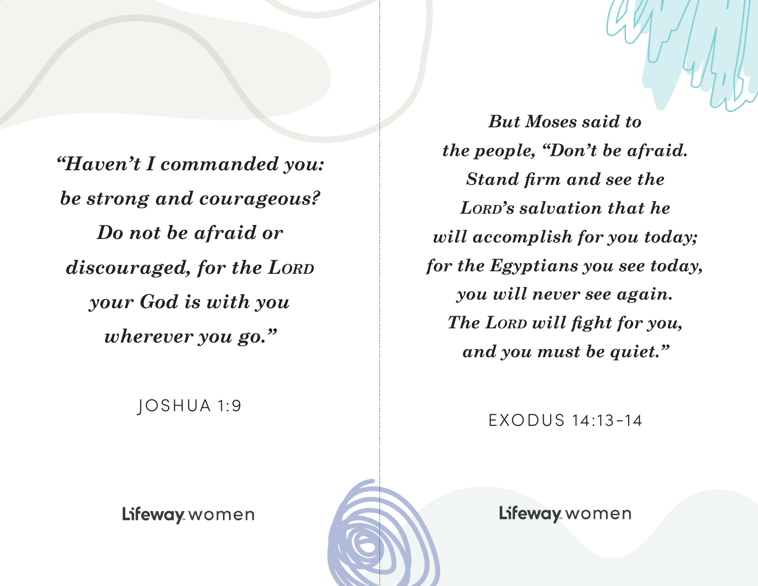*"Haven't I commanded you: be strong and courageous? Do not be afraid or discouraged, for the Lord your God is with you wherever you go."*

JOSHUA 1:9

Lifeway women

*But Moses said to the people, "Don't be afraid. Stand firm and see the Lord's salvation that he will accomplish for you today; for the Egyptians you see today, you will never see again. The Lord will fight for you, and you must be quiet."*

EXODUS 14:13-14

Lifeway women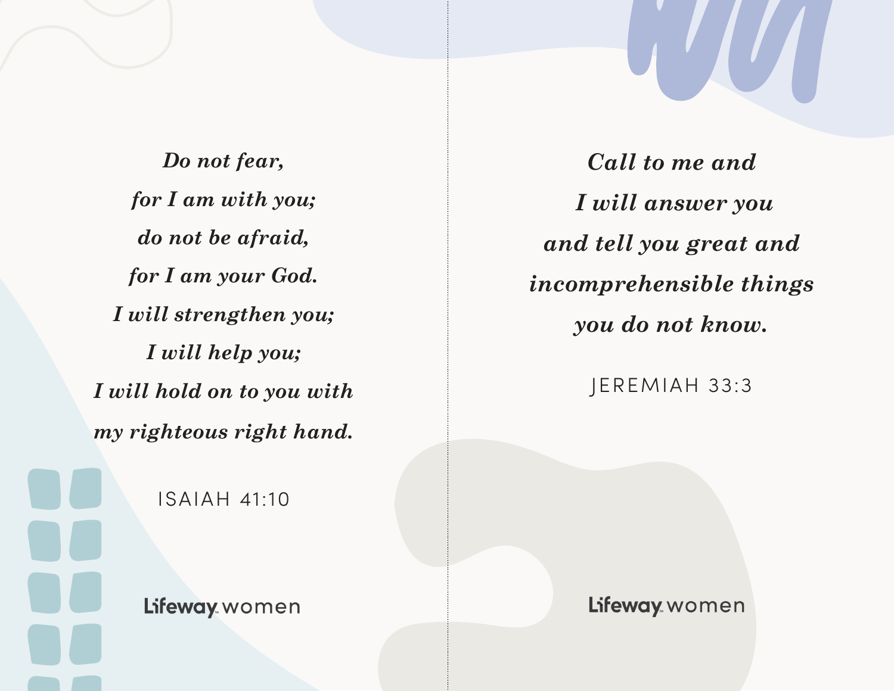*Do not fear,*
*for I am with you;*
*do not be afraid,*
*for I am your God.*
*I will strengthen you;*
*I will help you;*
*I will hold on to you with*
*my righteous right hand.*

ISAIAH 41:10

Lifeway women

*Call to me and*
*I will answer you*
*and tell you great and*
*incomprehensible things*
*you do not know.*

JEREMIAH 33:3

Lifeway women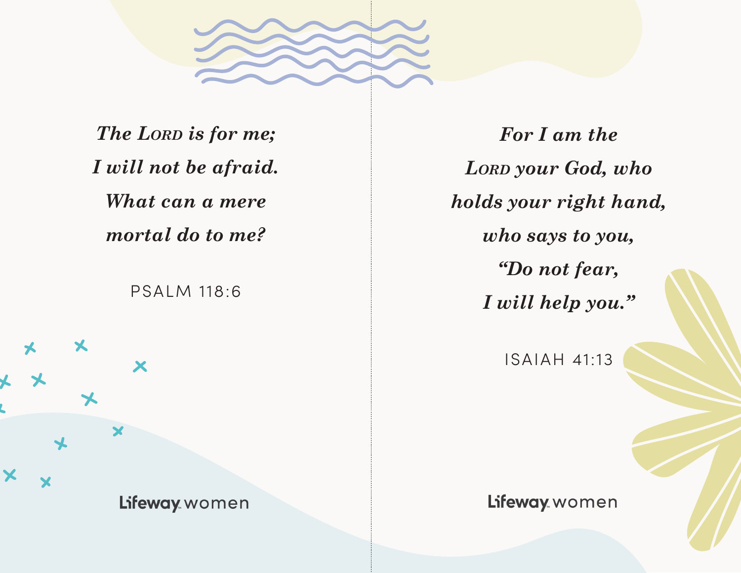*The LORD is for me;*
*I will not be afraid.*
*What can a mere*
*mortal do to me?*

PSALM 118:6

Lifeway women

*For I am the*
*LORD your God, who*
*holds your right hand,*
*who says to you,*
*"Do not fear,*
*I will help you."*

ISAIAH 41:13

Lifeway women